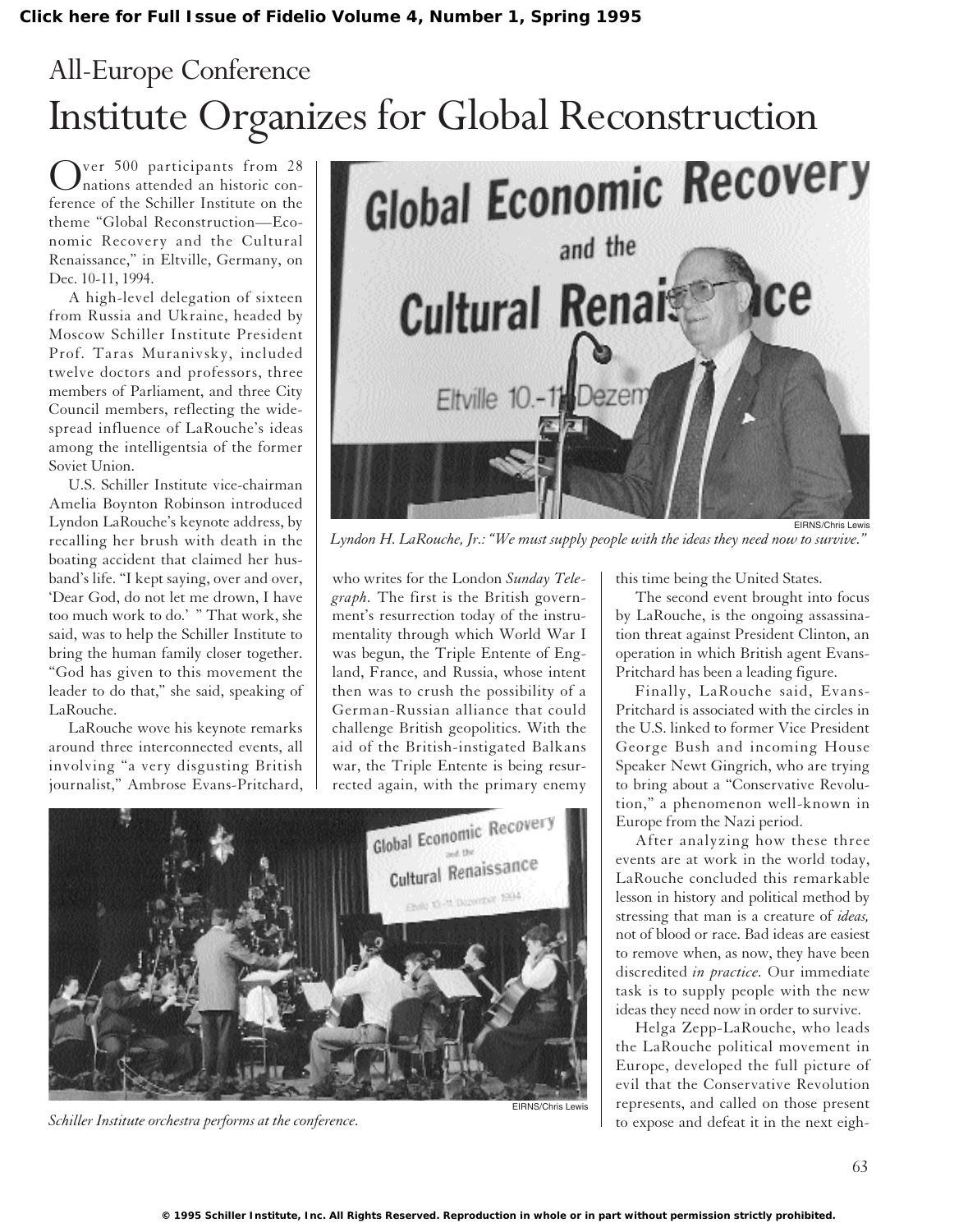All-Europe Conference

# Institute Organizes for Global Reconstruction

Over 500 participants from 28 nations attended an historic conference of the Schiller Institute on the theme "Global Reconstruction—Economic Recovery and the Cultural Renaissance," in Eltville, Germany, on Dec. 10-11, 1994.

A high-level delegation of sixteen from Russia and Ukraine, headed by Moscow Schiller Institute President Prof. Taras Muranivsky, included twelve doctors and professors, three members of Parliament, and three City Council members, reflecting the widespread influence of LaRouche's ideas among the intelligentsia of the former Soviet Union.

U.S. Schiller Institute vice-chairman Amelia Boynton Robinson introduced Lyndon LaRouche's keynote address, by recalling her brush with death in the boating accident that claimed her husband's life. "I kept saying, over and over, 'Dear God, do not let me drown, I have too much work to do.' " That work, she said, was to help the Schiller Institute to bring the human family closer together. "God has given to this movement the leader to do that," she said, speaking of LaRouche.

EIRNS/Chris Lewis

*Lyndon H. LaRouche, Jr.: "We must supply people with the ideas they need now to survive."*

LaRouche wove his keynote remarks around three interconnected events, all involving "a very disgusting British journalist," Ambrose Evans-Pritchard, who writes for the London *Sunday Telegraph.* The first is the British government's resurrection today of the instrumentality through which World War I was begun, the Triple Entente of England, France, and Russia, whose intent then was to crush the possibility of a German-Russian alliance that could challenge British geopolitics. With the aid of the British-instigated Balkans war, the Triple Entente is being resurrected again, with the primary enemy this time being the United States.

The second event brought into focus by LaRouche, is the ongoing assassination threat against President Clinton, an operation in which British agent Evans-Pritchard has been a leading figure.

Finally, LaRouche said, Evans-Pritchard is associated with the circles in the U.S. linked to former Vice President George Bush and incoming House Speaker Newt Gingrich, who are trying to bring about a "Conservative Revolution," a phenomenon well-known in Europe from the Nazi period.

After analyzing how these three events are at work in the world today, LaRouche concluded this remarkable lesson in history and political method by stressing that man is a creature of *ideas,* not of blood or race. Bad ideas are easiest to remove when, as now, they have been discredited *in practice.* Our immediate task is to supply people with the new ideas they need now in order to survive.

Helga Zepp-LaRouche, who leads the LaRouche political movement in Europe, developed the full picture of evil that the Conservative Revolution represents, and called on those present to expose and defeat it in the next eigh-

EIRNS/Chris Lewis

*Schiller Institute orchestra performs at the conference.*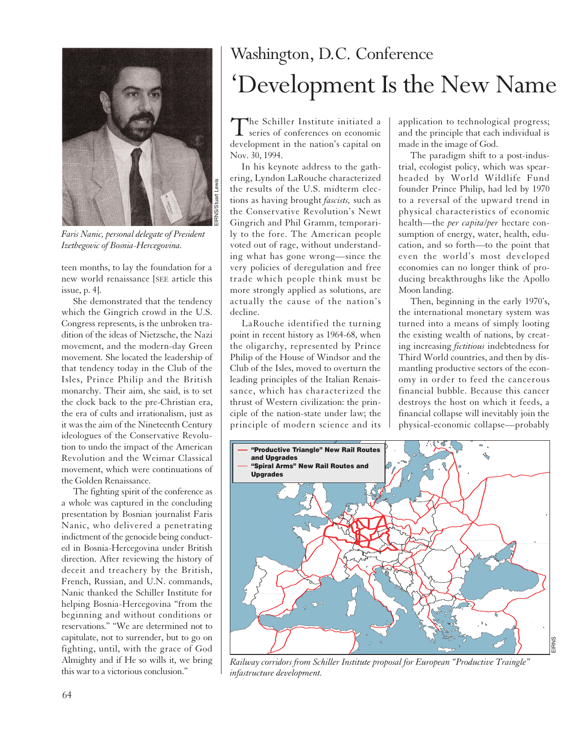*Faris Nanic, personal delegate of President Izetbegovic of Bosnia-Hercegovina.*

teen months, to lay the foundation for a new world renaissance [SEE article this issue, p. 4].

She demonstrated that the tendency which the Gingrich crowd in the U.S. Congress represents, is the unbroken tradition of the ideas of Nietzsche, the Nazi movement, and the modern-day Green movement. She located the leadership of that tendency today in the Club of the Isles, Prince Philip and the British monarchy. Their aim, she said, is to set the clock back to the pre-Christian era, the era of cults and irrationalism, just as it was the aim of the Nineteenth Century ideologues of the Conservative Revolution to undo the impact of the American Revolution and the Weimar Classical movement, which were continuations of the Golden Renaissance.

The fighting spirit of the conference as a whole was captured in the concluding presentation by Bosnian journalist Faris Nanic, who delivered a penetrating indictment of the genocide being conducted in Bosnia-Hercegovina under British direction. After reviewing the history of deceit and treachery by the British, French, Russian, and U.N. commands, Nanic thanked the Schiller Institute for helping Bosnia-Hercegovina "from the beginning and without conditions or reservations." "We are determined not to capitulate, not to surrender, but to go on fighting, until, with the grace of God Almighty and if He so wills it, we bring this war to a victorious conclusion."

## Washington, D.C. Conference

# 'Development Is the New Name

The Schiller Institute initiated a series of conferences on economic development in the nation's capital on Nov. 30, 1994.

In his keynote address to the gathering, Lyndon LaRouche characterized the results of the U.S. midterm elections as having brought *fascists,* such as the Conservative Revolution's Newt Gingrich and Phil Gramm, temporarily to the fore. The American people voted out of rage, without understanding what has gone wrong—since the very policies of deregulation and free trade which people think must be more strongly applied as solutions, are actually the cause of the nation's decline.

LaRouche identified the turning point in recent history as 1964-68, when the oligarchy, represented by Prince Philip of the House of Windsor and the Club of the Isles, moved to overturn the leading principles of the Italian Renaissance, which has characterized the thrust of Western civilization: the principle of the nation-state under law; the principle of modern science and its application to technological progress; and the principle that each individual is made in the image of God.

The paradigm shift to a post-industrial, ecologist policy, which was spearheaded by World Wildlife Fund founder Prince Philip, had led by 1970 to a reversal of the upward trend in physical characteristics of economic health—the *per capita/per* hectare consumption of energy, water, health, education, and so forth—to the point that even the world's most developed economies can no longer think of producing breakthroughs like the Apollo Moon landing.

Then, beginning in the early 1970's, the international monetary system was turned into a means of simply looting the existing wealth of nations, by creating increasing *fictitious* indebtedness for Third World countries, and then by dismantling productive sectors of the economy in order to feed the cancerous financial bubble. Because this cancer destroys the host on which it feeds, a financial collapse will inevitably join the physical-economic collapse—probably

"Productive Triangle" New Rail Routes and Upgrades
"Spiral Arms" New Rail Routes and Upgrades

*Railway corridors from Schiller Institute proposal for European "Productive Traingle" infastructure development.*